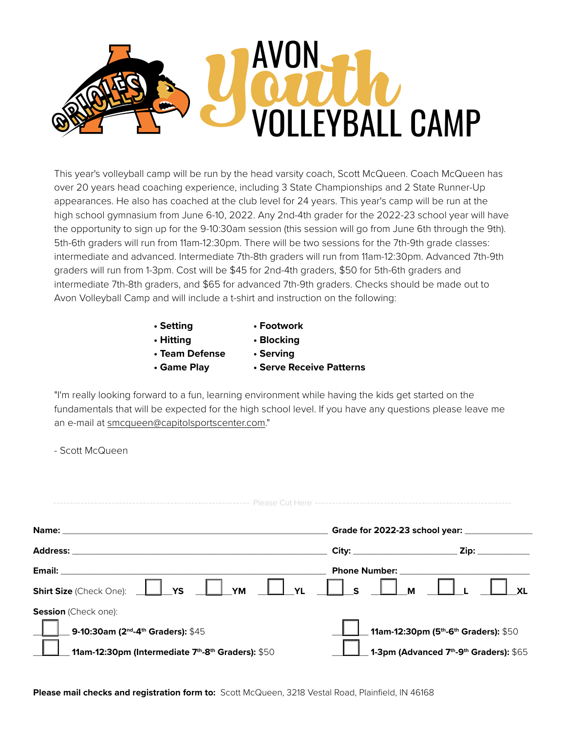# AVON Youth VOLLEYBALL CAMP

This year's volleyball camp will be run by the head varsity coach, Scott McQueen. Coach McQueen has over 20 years head coaching experience, including 3 State Championships and 2 State Runner-Up appearances. He also has coached at the club level for 24 years. This year's camp will be run at the high school gymnasium from June 6-10, 2022. Any 2nd-4th grader for the 2022-23 school year will have the opportunity to sign up for the 9-10:30am session (this session will go from June 6th through the 9th). 5th-6th graders will run from 11am-12:30pm. There will be two sessions for the 7th-9th grade classes: intermediate and advanced. Intermediate 7th-8th graders will run from 11am-12:30pm. Advanced 7th-9th graders will run from 1-3pm. Cost will be $45 for 2nd-4th graders, $50 for 5th-6th graders and intermediate 7th-8th graders, and $65 for advanced 7th-9th graders. Checks should be made out to Avon Volleyball Camp and will include a t-shirt and instruction on the following:

- **Setting**
- **Hitting**
- **Team Defense**
- **Game Play**
- **Footwork**
- **Blocking**
- **Serving**
- **Serve Receive Patterns**

"I'm really looking forward to a fun, learning environment while having the kids get started on the fundamentals that will be expected for the high school level. If you have any questions please leave me an e-mail at smcqueen@capitolsportscenter.com."

- Scott McQueen

------------------------------------------------ Please Cut Here ------------------------------------------------

**Name:** ______________________________ **Grade for 2022-23 school year:** ______________

**Address:** ______________________________ **City:** ____________________ **Zip:** ___________

**Email:** ______________________________ **Phone Number:** ________________________

**Shirt Size** (Check One): ☐ **YS** ☐ **YM** ☐ **YL** ☐ **S** ☐ **M** ☐ **L** ☐ **XL**

**Session** (Check one):

☐ **9-10:30am (2nd-4th Graders):** $45

☐ **11am-12:30pm (5th-6th Graders):** $50

☐ **11am-12:30pm (Intermediate 7th-8th Graders):** $50

☐ **1-3pm (Advanced 7th-9th Graders):** $65

**Please mail checks and registration form to:** Scott McQueen, 3218 Vestal Road, Plainfield, IN 46168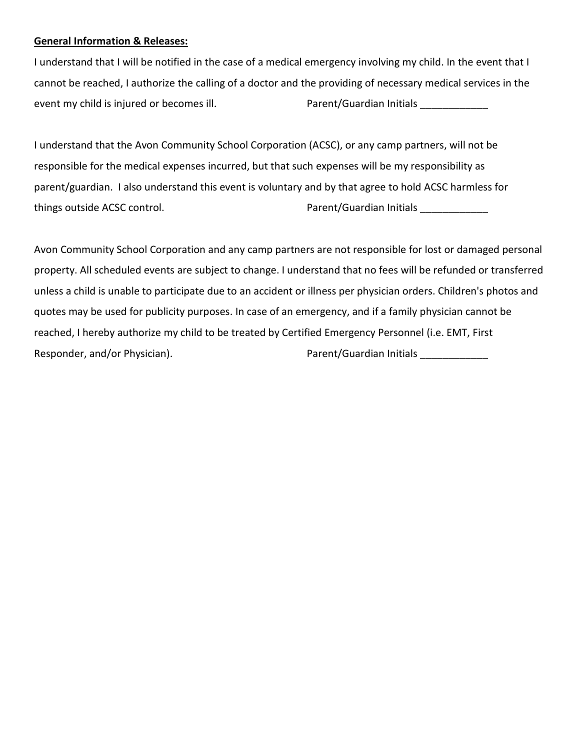**General Information & Releases:**

I understand that I will be notified in the case of a medical emergency involving my child. In the event that I cannot be reached, I authorize the calling of a doctor and the providing of necessary medical services in the event my child is injured or becomes ill. Parent/Guardian Initials ____________

I understand that the Avon Community School Corporation (ACSC), or any camp partners, will not be responsible for the medical expenses incurred, but that such expenses will be my responsibility as parent/guardian. I also understand this event is voluntary and by that agree to hold ACSC harmless for things outside ACSC control. Parent/Guardian Initials ____________

Avon Community School Corporation and any camp partners are not responsible for lost or damaged personal property. All scheduled events are subject to change. I understand that no fees will be refunded or transferred unless a child is unable to participate due to an accident or illness per physician orders. Children's photos and quotes may be used for publicity purposes. In case of an emergency, and if a family physician cannot be reached, I hereby authorize my child to be treated by Certified Emergency Personnel (i.e. EMT, First Responder, and/or Physician). Parent/Guardian Initials ____________